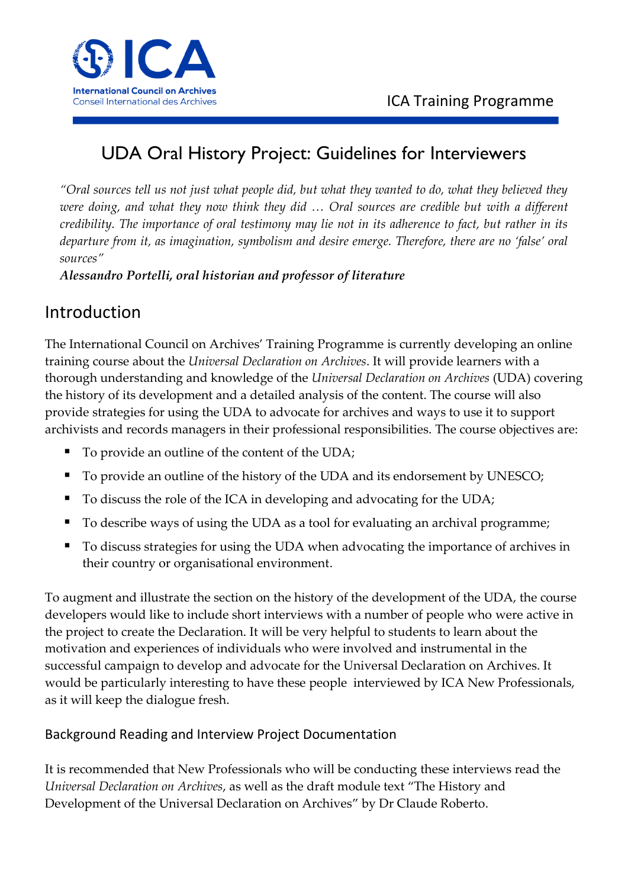# UDA Oral History Project: Guidelines for Interviewers

*"Oral sources tell us not just what people did, but what they wanted to do, what they believed they were doing, and what they now think they did … Oral sources are credible but with a different credibility. The importance of oral testimony may lie not in its adherence to fact, but rather in its departure from it, as imagination, symbolism and desire emerge. Therefore, there are no 'false' oral sources"*

***Alessandro Portelli, oral historian and professor of literature***

## Introduction

The International Council on Archives' Training Programme is currently developing an online training course about the *Universal Declaration on Archives*. It will provide learners with a thorough understanding and knowledge of the *Universal Declaration on Archives* (UDA) covering the history of its development and a detailed analysis of the content. The course will also provide strategies for using the UDA to advocate for archives and ways to use it to support archivists and records managers in their professional responsibilities. The course objectives are:

- To provide an outline of the content of the UDA;
- To provide an outline of the history of the UDA and its endorsement by UNESCO;
- To discuss the role of the ICA in developing and advocating for the UDA;
- To describe ways of using the UDA as a tool for evaluating an archival programme;
- To discuss strategies for using the UDA when advocating the importance of archives in their country or organisational environment.

To augment and illustrate the section on the history of the development of the UDA, the course developers would like to include short interviews with a number of people who were active in the project to create the Declaration. It will be very helpful to students to learn about the motivation and experiences of individuals who were involved and instrumental in the successful campaign to develop and advocate for the Universal Declaration on Archives. It would be particularly interesting to have these people interviewed by ICA New Professionals, as it will keep the dialogue fresh.

### Background Reading and Interview Project Documentation

It is recommended that New Professionals who will be conducting these interviews read the *Universal Declaration on Archives*, as well as the draft module text "The History and Development of the Universal Declaration on Archives" by Dr Claude Roberto.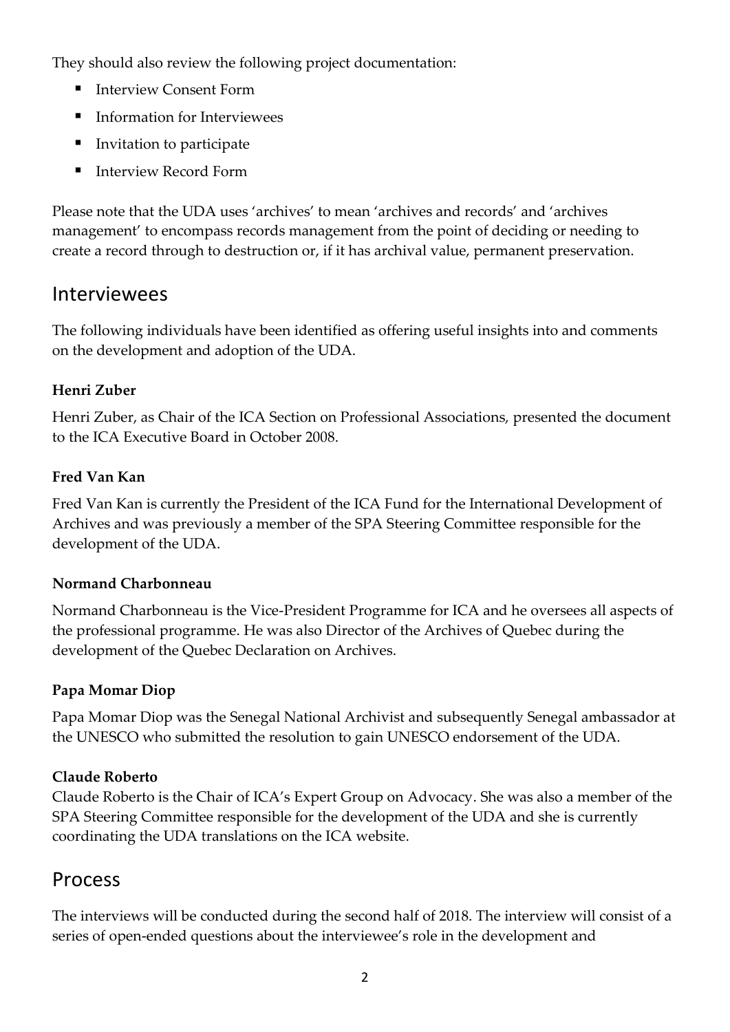They should also review the following project documentation:

- Interview Consent Form
- Information for Interviewees
- Invitation to participate
- Interview Record Form

Please note that the UDA uses 'archives' to mean 'archives and records' and 'archives management' to encompass records management from the point of deciding or needing to create a record through to destruction or, if it has archival value, permanent preservation.

## Interviewees

The following individuals have been identified as offering useful insights into and comments on the development and adoption of the UDA.

**Henri Zuber**

Henri Zuber, as Chair of the ICA Section on Professional Associations, presented the document to the ICA Executive Board in October 2008.

**Fred Van Kan**

Fred Van Kan is currently the President of the ICA Fund for the International Development of Archives and was previously a member of the SPA Steering Committee responsible for the development of the UDA.

**Normand Charbonneau**

Normand Charbonneau is the Vice-President Programme for ICA and he oversees all aspects of the professional programme. He was also Director of the Archives of Quebec during the development of the Quebec Declaration on Archives.

**Papa Momar Diop**

Papa Momar Diop was the Senegal National Archivist and subsequently Senegal ambassador at the UNESCO who submitted the resolution to gain UNESCO endorsement of the UDA.

**Claude Roberto**

Claude Roberto is the Chair of ICA's Expert Group on Advocacy. She was also a member of the SPA Steering Committee responsible for the development of the UDA and she is currently coordinating the UDA translations on the ICA website.

## Process

The interviews will be conducted during the second half of 2018. The interview will consist of a series of open-ended questions about the interviewee's role in the development and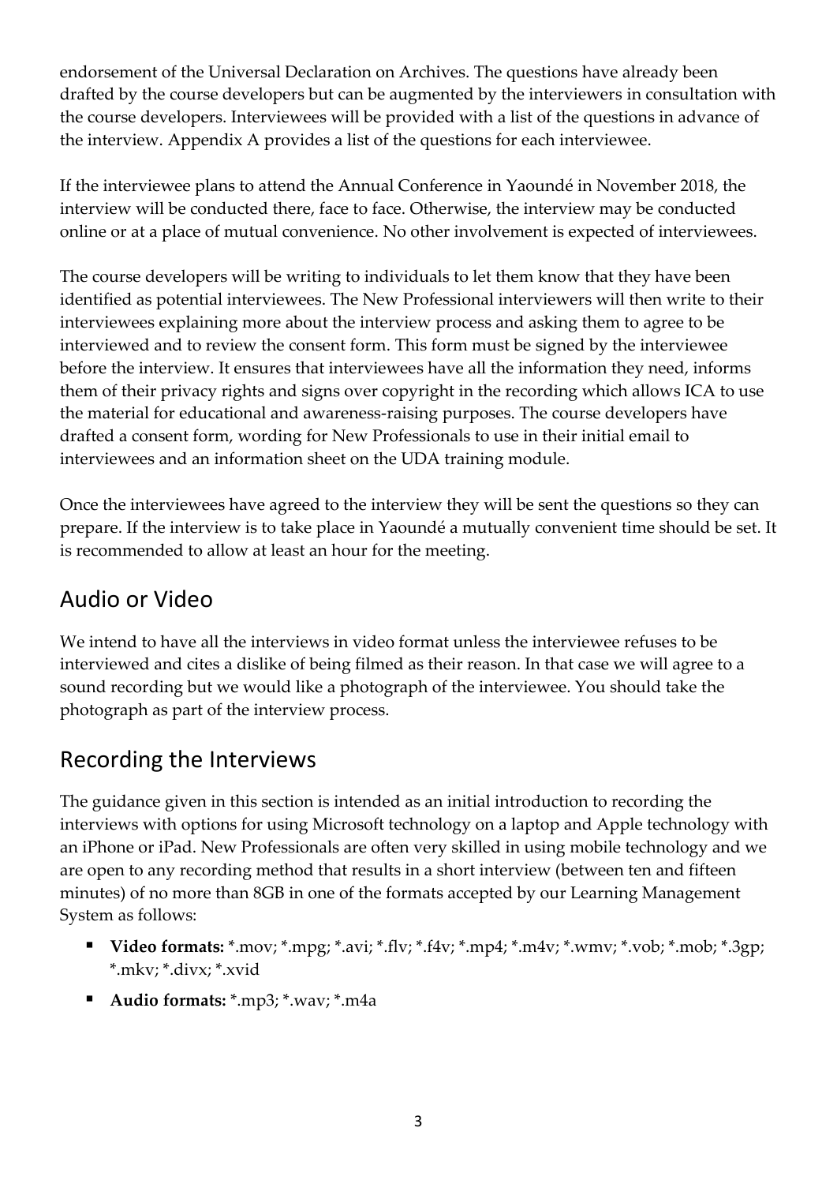endorsement of the Universal Declaration on Archives. The questions have already been drafted by the course developers but can be augmented by the interviewers in consultation with the course developers. Interviewees will be provided with a list of the questions in advance of the interview. Appendix A provides a list of the questions for each interviewee.

If the interviewee plans to attend the Annual Conference in Yaoundé in November 2018, the interview will be conducted there, face to face. Otherwise, the interview may be conducted online or at a place of mutual convenience. No other involvement is expected of interviewees.

The course developers will be writing to individuals to let them know that they have been identified as potential interviewees. The New Professional interviewers will then write to their interviewees explaining more about the interview process and asking them to agree to be interviewed and to review the consent form. This form must be signed by the interviewee before the interview. It ensures that interviewees have all the information they need, informs them of their privacy rights and signs over copyright in the recording which allows ICA to use the material for educational and awareness-raising purposes. The course developers have drafted a consent form, wording for New Professionals to use in their initial email to interviewees and an information sheet on the UDA training module.

Once the interviewees have agreed to the interview they will be sent the questions so they can prepare. If the interview is to take place in Yaoundé a mutually convenient time should be set. It is recommended to allow at least an hour for the meeting.

## Audio or Video

We intend to have all the interviews in video format unless the interviewee refuses to be interviewed and cites a dislike of being filmed as their reason. In that case we will agree to a sound recording but we would like a photograph of the interviewee. You should take the photograph as part of the interview process.

## Recording the Interviews

The guidance given in this section is intended as an initial introduction to recording the interviews with options for using Microsoft technology on a laptop and Apple technology with an iPhone or iPad. New Professionals are often very skilled in using mobile technology and we are open to any recording method that results in a short interview (between ten and fifteen minutes) of no more than 8GB in one of the formats accepted by our Learning Management System as follows:

- **Video formats:** *.mov; *.mpg; *.avi; *.flv; *.f4v; *.mp4; *.m4v; *.wmv; *.vob; *.mob; *.3gp; *.mkv; *.divx; *.xvid
- **Audio formats:** *.mp3; *.wav; *.m4a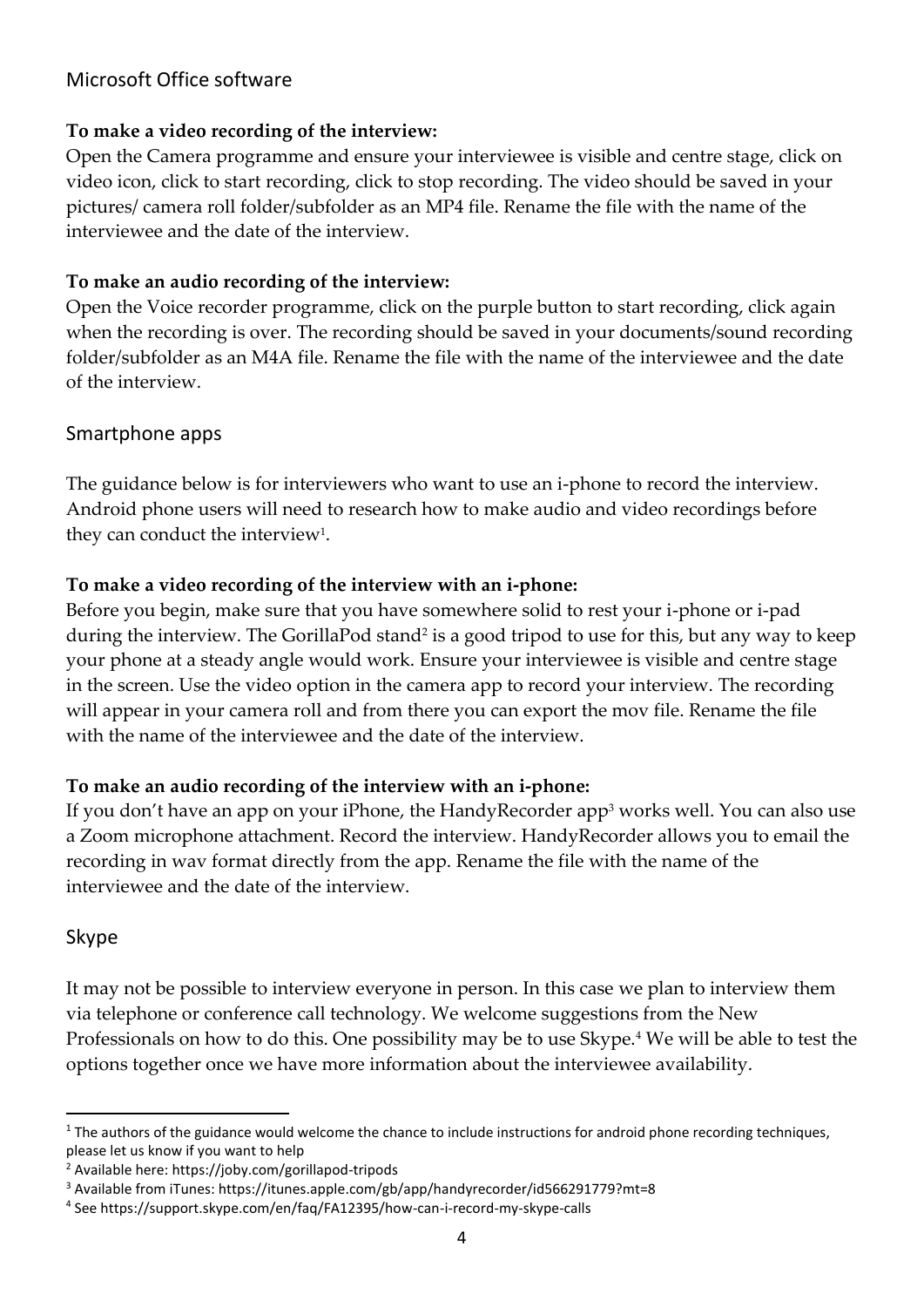## Microsoft Office software

**To make a video recording of the interview:**
Open the Camera programme and ensure your interviewee is visible and centre stage, click on video icon, click to start recording, click to stop recording. The video should be saved in your pictures/ camera roll folder/subfolder as an MP4 file. Rename the file with the name of the interviewee and the date of the interview.

**To make an audio recording of the interview:**
Open the Voice recorder programme, click on the purple button to start recording, click again when the recording is over. The recording should be saved in your documents/sound recording folder/subfolder as an M4A file. Rename the file with the name of the interviewee and the date of the interview.

## Smartphone apps

The guidance below is for interviewers who want to use an i-phone to record the interview. Android phone users will need to research how to make audio and video recordings before they can conduct the interview[1].

**To make a video recording of the interview with an i-phone:**
Before you begin, make sure that you have somewhere solid to rest your i-phone or i-pad during the interview. The GorillaPod stand[2] is a good tripod to use for this, but any way to keep your phone at a steady angle would work. Ensure your interviewee is visible and centre stage in the screen. Use the video option in the camera app to record your interview. The recording will appear in your camera roll and from there you can export the mov file. Rename the file with the name of the interviewee and the date of the interview.

**To make an audio recording of the interview with an i-phone:**
If you don't have an app on your iPhone, the HandyRecorder app[3] works well. You can also use a Zoom microphone attachment. Record the interview. HandyRecorder allows you to email the recording in wav format directly from the app. Rename the file with the name of the interviewee and the date of the interview.

## Skype

It may not be possible to interview everyone in person. In this case we plan to interview them via telephone or conference call technology. We welcome suggestions from the New Professionals on how to do this. One possibility may be to use Skype.[4] We will be able to test the options together once we have more information about the interviewee availability.

---

[1] The authors of the guidance would welcome the chance to include instructions for android phone recording techniques, please let us know if you want to help

[2] Available here: https://joby.com/gorillapod-tripods

[3] Available from iTunes: https://itunes.apple.com/gb/app/handyrecorder/id566291779?mt=8

[4] See https://support.skype.com/en/faq/FA12395/how-can-i-record-my-skype-calls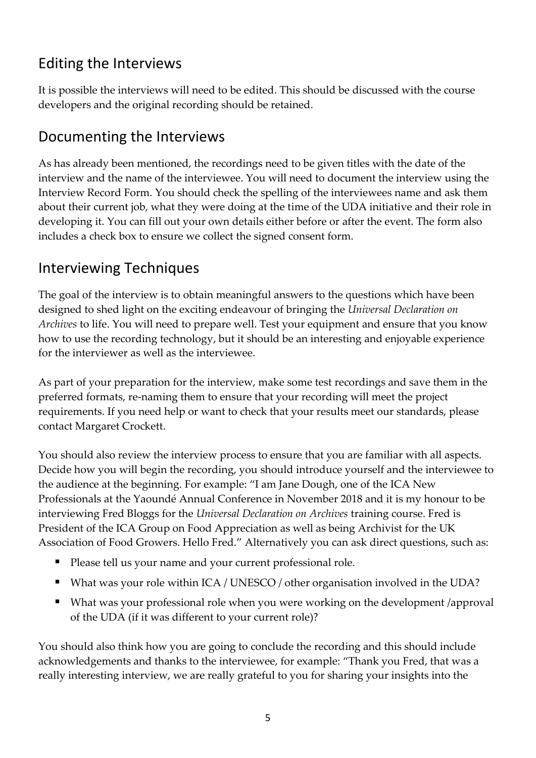## Editing the Interviews

It is possible the interviews will need to be edited. This should be discussed with the course developers and the original recording should be retained.

## Documenting the Interviews

As has already been mentioned, the recordings need to be given titles with the date of the interview and the name of the interviewee. You will need to document the interview using the Interview Record Form. You should check the spelling of the interviewees name and ask them about their current job, what they were doing at the time of the UDA initiative and their role in developing it. You can fill out your own details either before or after the event. The form also includes a check box to ensure we collect the signed consent form.

## Interviewing Techniques

The goal of the interview is to obtain meaningful answers to the questions which have been designed to shed light on the exciting endeavour of bringing the *Universal Declaration on Archives* to life. You will need to prepare well. Test your equipment and ensure that you know how to use the recording technology, but it should be an interesting and enjoyable experience for the interviewer as well as the interviewee.

As part of your preparation for the interview, make some test recordings and save them in the preferred formats, re-naming them to ensure that your recording will meet the project requirements. If you need help or want to check that your results meet our standards, please contact Margaret Crockett.

You should also review the interview process to ensure that you are familiar with all aspects. Decide how you will begin the recording, you should introduce yourself and the interviewee to the audience at the beginning. For example: "I am Jane Dough, one of the ICA New Professionals at the Yaoundé Annual Conference in November 2018 and it is my honour to be interviewing Fred Bloggs for the *Universal Declaration on Archives* training course. Fred is President of the ICA Group on Food Appreciation as well as being Archivist for the UK Association of Food Growers. Hello Fred." Alternatively you can ask direct questions, such as:

- Please tell us your name and your current professional role.
- What was your role within ICA / UNESCO / other organisation involved in the UDA?
- What was your professional role when you were working on the development /approval of the UDA (if it was different to your current role)?

You should also think how you are going to conclude the recording and this should include acknowledgements and thanks to the interviewee, for example: "Thank you Fred, that was a really interesting interview, we are really grateful to you for sharing your insights into the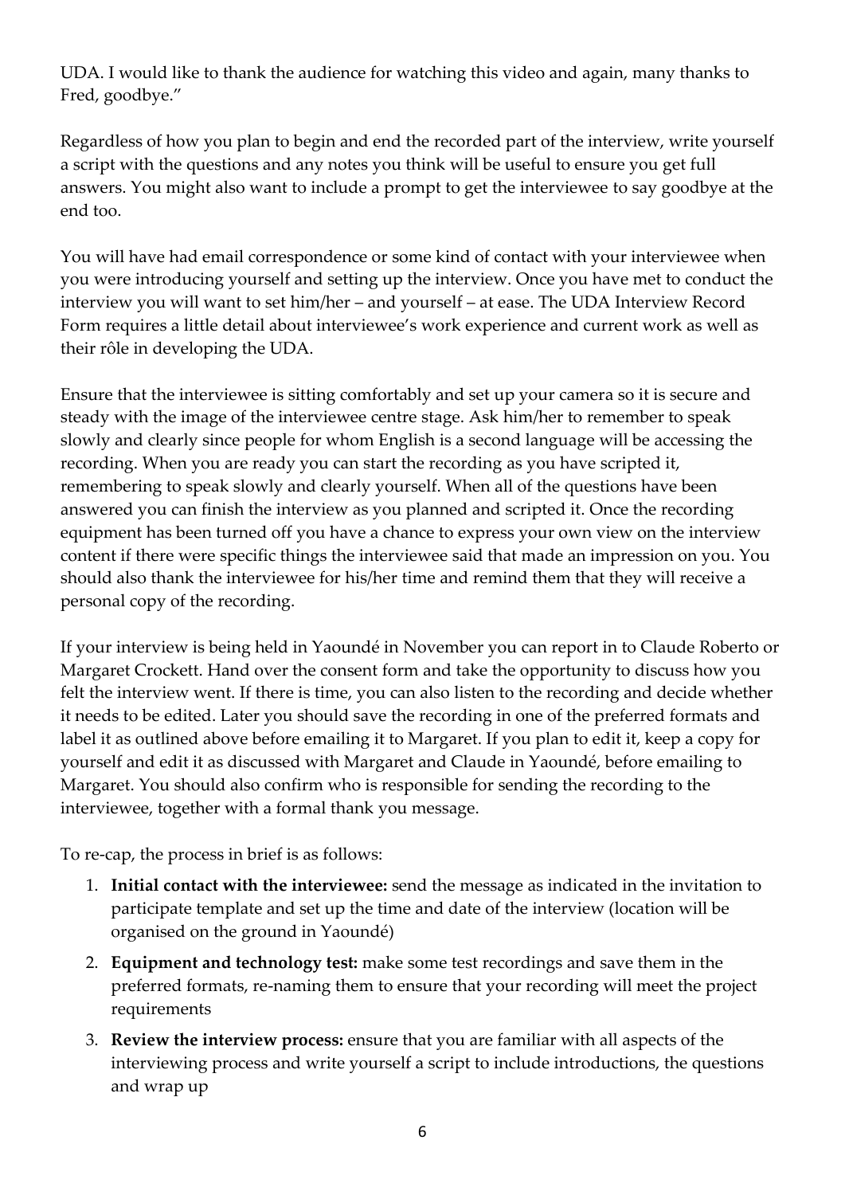UDA. I would like to thank the audience for watching this video and again, many thanks to Fred, goodbye."

Regardless of how you plan to begin and end the recorded part of the interview, write yourself a script with the questions and any notes you think will be useful to ensure you get full answers. You might also want to include a prompt to get the interviewee to say goodbye at the end too.

You will have had email correspondence or some kind of contact with your interviewee when you were introducing yourself and setting up the interview. Once you have met to conduct the interview you will want to set him/her – and yourself – at ease. The UDA Interview Record Form requires a little detail about interviewee's work experience and current work as well as their rôle in developing the UDA.

Ensure that the interviewee is sitting comfortably and set up your camera so it is secure and steady with the image of the interviewee centre stage. Ask him/her to remember to speak slowly and clearly since people for whom English is a second language will be accessing the recording. When you are ready you can start the recording as you have scripted it, remembering to speak slowly and clearly yourself. When all of the questions have been answered you can finish the interview as you planned and scripted it. Once the recording equipment has been turned off you have a chance to express your own view on the interview content if there were specific things the interviewee said that made an impression on you. You should also thank the interviewee for his/her time and remind them that they will receive a personal copy of the recording.

If your interview is being held in Yaoundé in November you can report in to Claude Roberto or Margaret Crockett. Hand over the consent form and take the opportunity to discuss how you felt the interview went. If there is time, you can also listen to the recording and decide whether it needs to be edited. Later you should save the recording in one of the preferred formats and label it as outlined above before emailing it to Margaret. If you plan to edit it, keep a copy for yourself and edit it as discussed with Margaret and Claude in Yaoundé, before emailing to Margaret. You should also confirm who is responsible for sending the recording to the interviewee, together with a formal thank you message.

To re-cap, the process in brief is as follows:

1. **Initial contact with the interviewee:** send the message as indicated in the invitation to participate template and set up the time and date of the interview (location will be organised on the ground in Yaoundé)
2. **Equipment and technology test:** make some test recordings and save them in the preferred formats, re-naming them to ensure that your recording will meet the project requirements
3. **Review the interview process:** ensure that you are familiar with all aspects of the interviewing process and write yourself a script to include introductions, the questions and wrap up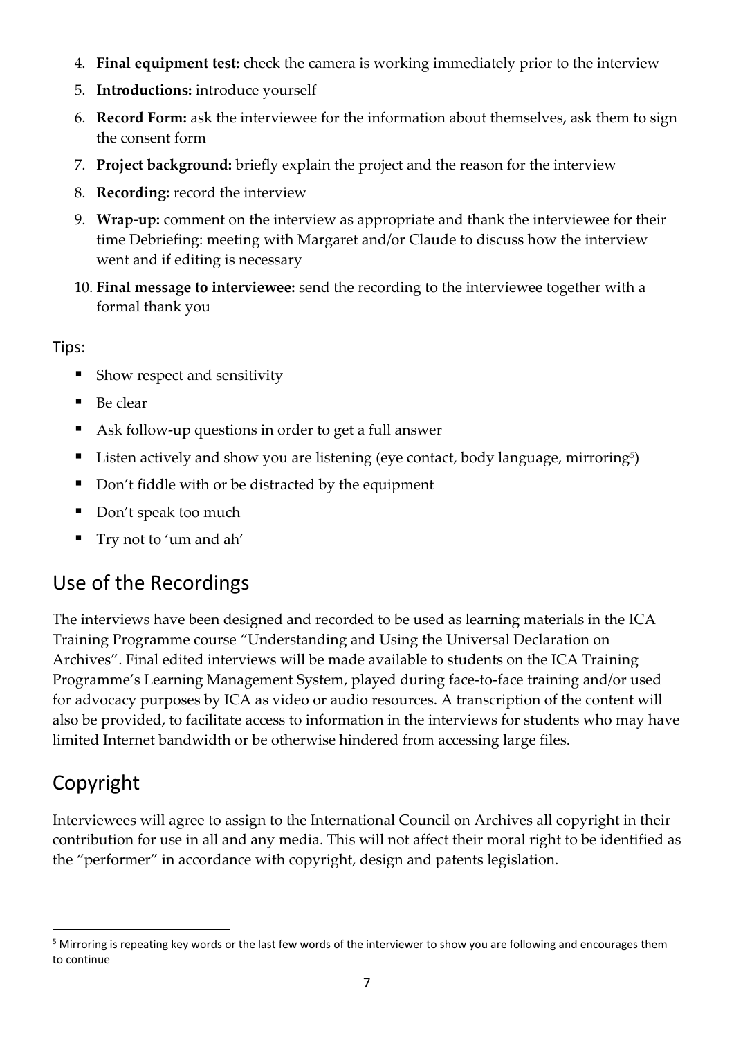4. **Final equipment test:** check the camera is working immediately prior to the interview
5. **Introductions:** introduce yourself
6. **Record Form:** ask the interviewee for the information about themselves, ask them to sign the consent form
7. **Project background:** briefly explain the project and the reason for the interview
8. **Recording:** record the interview
9. **Wrap-up:** comment on the interview as appropriate and thank the interviewee for their time Debriefing: meeting with Margaret and/or Claude to discuss how the interview went and if editing is necessary
10. **Final message to interviewee:** send the recording to the interviewee together with a formal thank you

Tips:

- Show respect and sensitivity
- Be clear
- Ask follow-up questions in order to get a full answer
- Listen actively and show you are listening (eye contact, body language, mirroring[5])
- Don't fiddle with or be distracted by the equipment
- Don't speak too much
- Try not to 'um and ah'

## Use of the Recordings

The interviews have been designed and recorded to be used as learning materials in the ICA Training Programme course "Understanding and Using the Universal Declaration on Archives". Final edited interviews will be made available to students on the ICA Training Programme's Learning Management System, played during face-to-face training and/or used for advocacy purposes by ICA as video or audio resources. A transcription of the content will also be provided, to facilitate access to information in the interviews for students who may have limited Internet bandwidth or be otherwise hindered from accessing large files.

## Copyright

Interviewees will agree to assign to the International Council on Archives all copyright in their contribution for use in all and any media. This will not affect their moral right to be identified as the "performer" in accordance with copyright, design and patents legislation.

---

[5] Mirroring is repeating key words or the last few words of the interviewer to show you are following and encourages them to continue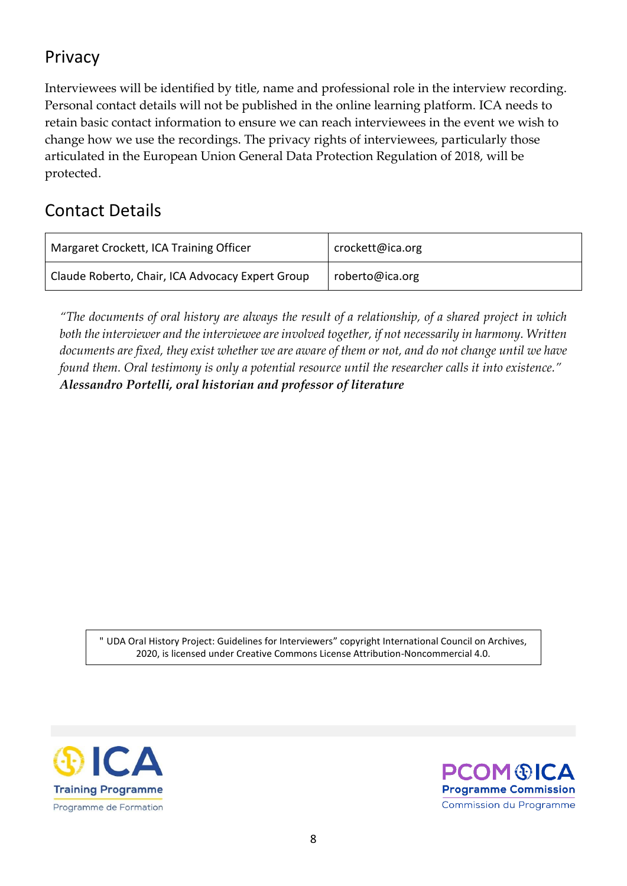## Privacy

Interviewees will be identified by title, name and professional role in the interview recording. Personal contact details will not be published in the online learning platform. ICA needs to retain basic contact information to ensure we can reach interviewees in the event we wish to change how we use the recordings. The privacy rights of interviewees, particularly those articulated in the European Union General Data Protection Regulation of 2018, will be protected.

## Contact Details

| | |
|---|---|
| Margaret Crockett, ICA Training Officer | crockett@ica.org |
| Claude Roberto, Chair, ICA Advocacy Expert Group | roberto@ica.org |

*"The documents of oral history are always the result of a relationship, of a shared project in which both the interviewer and the interviewee are involved together, if not necessarily in harmony. Written documents are fixed, they exist whether we are aware of them or not, and do not change until we have found them. Oral testimony is only a potential resource until the researcher calls it into existence."*
***Alessandro Portelli, oral historian and professor of literature***

" UDA Oral History Project: Guidelines for Interviewers" copyright International Council on Archives, 2020, is licensed under Creative Commons License Attribution-Noncommercial 4.0.

ICA Training Programme
Programme de Formation

PCOM ICA Programme Commission
Commission du Programme